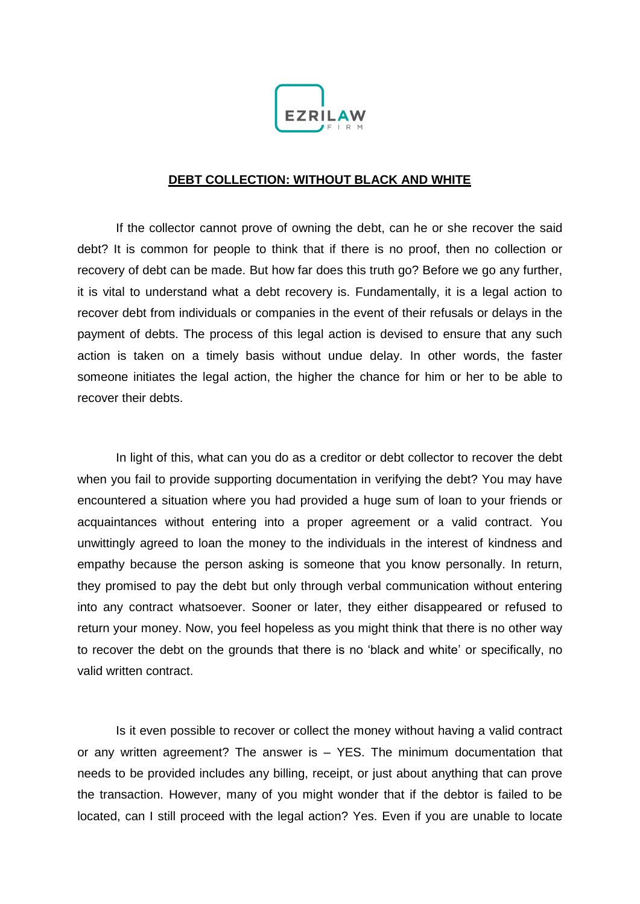EZRILAW FIRM

# DEBT COLLECTION: WITHOUT BLACK AND WHITE

If the collector cannot prove of owning the debt, can he or she recover the said debt? It is common for people to think that if there is no proof, then no collection or recovery of debt can be made. But how far does this truth go? Before we go any further, it is vital to understand what a debt recovery is. Fundamentally, it is a legal action to recover debt from individuals or companies in the event of their refusals or delays in the payment of debts. The process of this legal action is devised to ensure that any such action is taken on a timely basis without undue delay. In other words, the faster someone initiates the legal action, the higher the chance for him or her to be able to recover their debts.

In light of this, what can you do as a creditor or debt collector to recover the debt when you fail to provide supporting documentation in verifying the debt? You may have encountered a situation where you had provided a huge sum of loan to your friends or acquaintances without entering into a proper agreement or a valid contract. You unwittingly agreed to loan the money to the individuals in the interest of kindness and empathy because the person asking is someone that you know personally. In return, they promised to pay the debt but only through verbal communication without entering into any contract whatsoever. Sooner or later, they either disappeared or refused to return your money. Now, you feel hopeless as you might think that there is no other way to recover the debt on the grounds that there is no 'black and white' or specifically, no valid written contract.

Is it even possible to recover or collect the money without having a valid contract or any written agreement? The answer is – YES. The minimum documentation that needs to be provided includes any billing, receipt, or just about anything that can prove the transaction. However, many of you might wonder that if the debtor is failed to be located, can I still proceed with the legal action? Yes. Even if you are unable to locate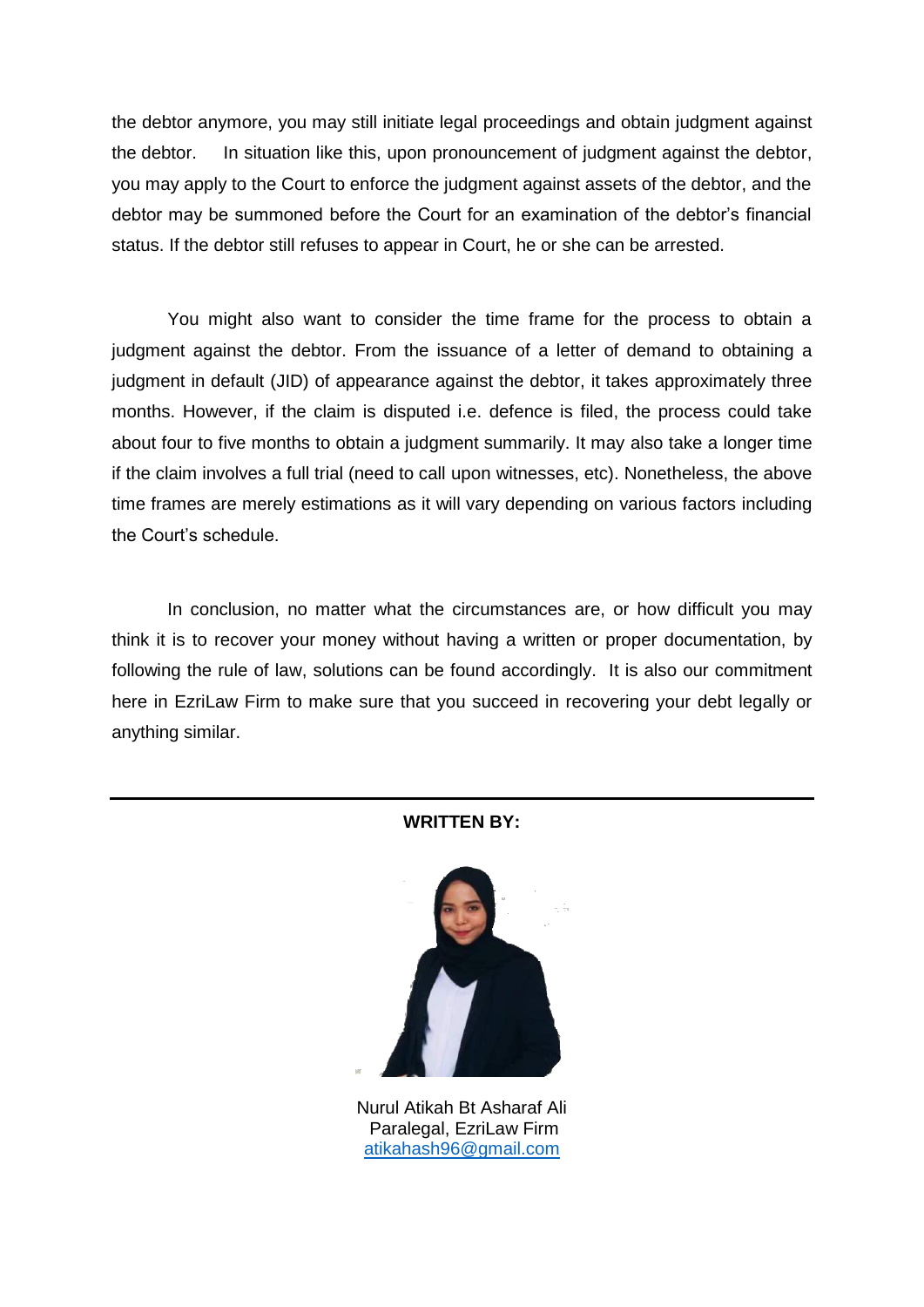the debtor anymore, you may still initiate legal proceedings and obtain judgment against the debtor. In situation like this, upon pronouncement of judgment against the debtor, you may apply to the Court to enforce the judgment against assets of the debtor, and the debtor may be summoned before the Court for an examination of the debtor's financial status. If the debtor still refuses to appear in Court, he or she can be arrested.

You might also want to consider the time frame for the process to obtain a judgment against the debtor. From the issuance of a letter of demand to obtaining a judgment in default (JID) of appearance against the debtor, it takes approximately three months. However, if the claim is disputed i.e. defence is filed, the process could take about four to five months to obtain a judgment summarily. It may also take a longer time if the claim involves a full trial (need to call upon witnesses, etc). Nonetheless, the above time frames are merely estimations as it will vary depending on various factors including the Court's schedule.

In conclusion, no matter what the circumstances are, or how difficult you may think it is to recover your money without having a written or proper documentation, by following the rule of law, solutions can be found accordingly. It is also our commitment here in EzriLaw Firm to make sure that you succeed in recovering your debt legally or anything similar.

---

**WRITTEN BY:**

Nurul Atikah Bt Asharaf Ali
Paralegal, EzriLaw Firm
atikahash96@gmail.com